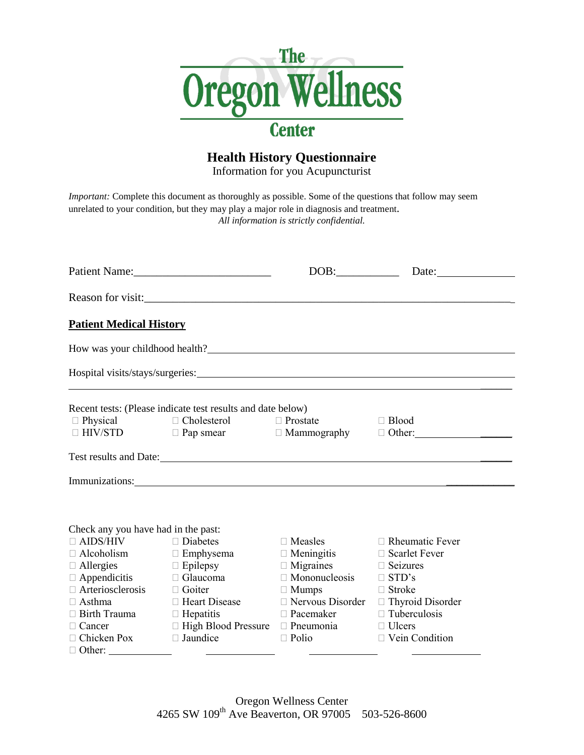# The Oregon Wellness Center

## Health History Questionnaire

Information for you Acupuncturist

*Important:* Complete this document as thoroughly as possible. Some of the questions that follow may seem unrelated to your condition, but they may play a major role in diagnosis and treatment.

*All information is strictly confidential.*

Patient Name:________________________ DOB:___________ Date:_____________

Reason for visit:_________________________________________________________________

### Patient Medical History

How was your childhood health?_________________________________________________

Hospital visits/stays/surgeries:__________________________________________________

_______________________________________________________________________________

Recent tests: (Please indicate test results and date below)

| | | | |
|---|---|---|---|
| □ Physical | □ Cholesterol | □ Prostate | □ Blood |
| □ HIV/STD | □ Pap smear | □ Mammography | □ Other:__________ |

Test results and Date:_______________________________________________________

Immunizations:______________________________________________________________

Check any you have had in the past:

| | | | |
|---|---|---|---|
| □ AIDS/HIV | □ Diabetes | □ Measles | □ Rheumatic Fever |
| □ Alcoholism | □ Emphysema | □ Meningitis | □ Scarlet Fever |
| □ Allergies | □ Epilepsy | □ Migraines | □ Seizures |
| □ Appendicitis | □ Glaucoma | □ Mononucleosis | □ STD's |
| □ Arteriosclerosis | □ Goiter | □ Mumps | □ Stroke |
| □ Asthma | □ Heart Disease | □ Nervous Disorder | □ Thyroid Disorder |
| □ Birth Trauma | □ Hepatitis | □ Pacemaker | □ Tuberculosis |
| □ Cancer | □ High Blood Pressure | □ Pneumonia | □ Ulcers |
| □ Chicken Pox | □ Jaundice | □ Polio | □ Vein Condition |
| □ Other: __________ | __________ | __________ | __________ |

Oregon Wellness Center
4265 SW 109th Ave Beaverton, OR 97005 503-526-8600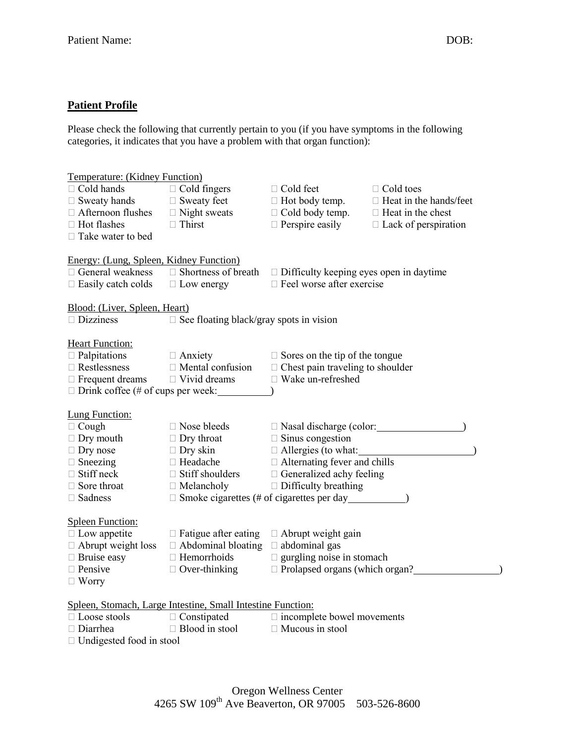Patient Name: DOB:

## Patient Profile

Please check the following that currently pertain to you (if you have symptoms in the following categories, it indicates that you have a problem with that organ function):

Temperature: (Kidney Function)

- ☐ Cold hands
- ☐ Cold fingers
- ☐ Cold feet
- ☐ Cold toes
- ☐ Sweaty hands
- ☐ Sweaty feet
- ☐ Hot body temp.
- ☐ Heat in the hands/feet
- ☐ Afternoon flushes
- ☐ Night sweats
- ☐ Cold body temp.
- ☐ Heat in the chest
- ☐ Hot flashes
- ☐ Thirst
- ☐ Perspire easily
- ☐ Lack of perspiration
- ☐ Take water to bed

Energy: (Lung, Spleen, Kidney Function)

- ☐ General weakness
- ☐ Shortness of breath
- ☐ Difficulty keeping eyes open in daytime
- ☐ Easily catch colds
- ☐ Low energy
- ☐ Feel worse after exercise

Blood: (Liver, Spleen, Heart)

- ☐ Dizziness
- ☐ See floating black/gray spots in vision

Heart Function:

- ☐ Palpitations
- ☐ Anxiety
- ☐ Sores on the tip of the tongue
- ☐ Restlessness
- ☐ Mental confusion
- ☐ Chest pain traveling to shoulder
- ☐ Frequent dreams
- ☐ Vivid dreams
- ☐ Wake un-refreshed
- ☐ Drink coffee (# of cups per week:__________)

Lung Function:

- ☐ Cough
- ☐ Nose bleeds
- ☐ Nasal discharge (color:________________)
- ☐ Dry mouth
- ☐ Dry throat
- ☐ Sinus congestion
- ☐ Dry nose
- ☐ Dry skin
- ☐ Allergies (to what:______________________)
- ☐ Sneezing
- ☐ Headache
- ☐ Alternating fever and chills
- ☐ Stiff neck
- ☐ Stiff shoulders
- ☐ Generalized achy feeling
- ☐ Sore throat
- ☐ Melancholy
- ☐ Difficulty breathing
- ☐ Sadness
- ☐ Smoke cigarettes (# of cigarettes per day___________)

Spleen Function:

- ☐ Low appetite
- ☐ Fatigue after eating
- ☐ Abrupt weight gain
- ☐ Abrupt weight loss
- ☐ Abdominal bloating
- ☐ abdominal gas
- ☐ Bruise easy
- ☐ Hemorrhoids
- ☐ gurgling noise in stomach
- ☐ Pensive
- ☐ Over-thinking
- ☐ Prolapsed organs (which organ?________________)
- ☐ Worry

Spleen, Stomach, Large Intestine, Small Intestine Function:

- ☐ Loose stools
- ☐ Constipated
- ☐ incomplete bowel movements
- ☐ Diarrhea
- ☐ Blood in stool
- ☐ Mucous in stool
- ☐ Undigested food in stool

Oregon Wellness Center
4265 SW 109th Ave Beaverton, OR 97005 503-526-8600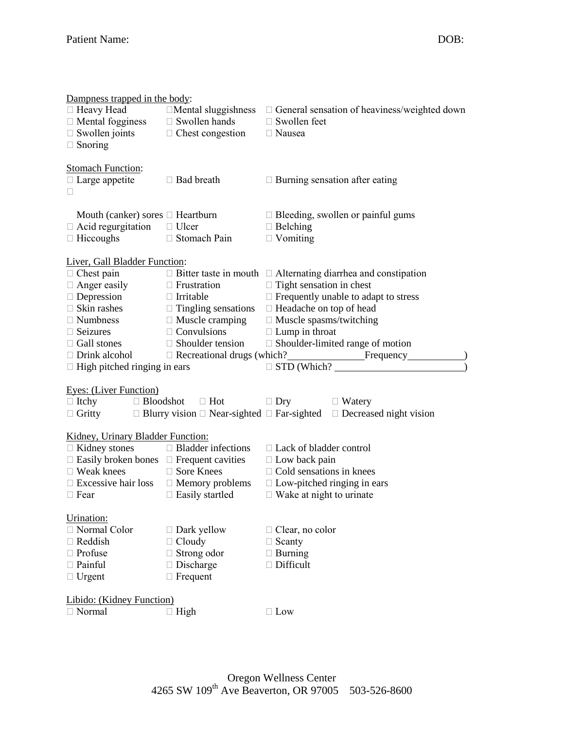Patient Name: DOB:

Dampness trapped in the body:

☐ Heavy Head ☐ Mental sluggishness ☐ General sensation of heaviness/weighted down
☐ Mental fogginess ☐ Swollen hands ☐ Swollen feet
☐ Swollen joints ☐ Chest congestion ☐ Nausea
☐ Snoring

Stomach Function:

☐ Large appetite ☐ Bad breath ☐ Burning sensation after eating
☐ Mouth (canker) sores ☐ Heartburn ☐ Bleeding, swollen or painful gums
☐ Acid regurgitation ☐ Ulcer ☐ Belching
☐ Hiccoughs ☐ Stomach Pain ☐ Vomiting

Liver, Gall Bladder Function:

☐ Chest pain ☐ Bitter taste in mouth ☐ Alternating diarrhea and constipation
☐ Anger easily ☐ Frustration ☐ Tight sensation in chest
☐ Depression ☐ Irritable ☐ Frequently unable to adapt to stress
☐ Skin rashes ☐ Tingling sensations ☐ Headache on top of head
☐ Numbness ☐ Muscle cramping ☐ Muscle spasms/twitching
☐ Seizures ☐ Convulsions ☐ Lump in throat
☐ Gall stones ☐ Shoulder tension ☐ Shoulder-limited range of motion
☐ Drink alcohol ☐ Recreational drugs (which?\_\_\_\_\_\_\_\_\_\_\_\_\_\_\_Frequency\_\_\_\_\_\_\_\_\_\_\_)
☐ High pitched ringing in ears ☐ STD (Which? \_\_\_\_\_\_\_\_\_\_\_\_\_\_\_\_\_\_\_\_\_\_\_\_\_)

Eyes: (Liver Function)

☐ Itchy ☐ Bloodshot ☐ Hot ☐ Dry ☐ Watery
☐ Gritty ☐ Blurry vision ☐ Near-sighted ☐ Far-sighted ☐ Decreased night vision

Kidney, Urinary Bladder Function:

☐ Kidney stones ☐ Bladder infections ☐ Lack of bladder control
☐ Easily broken bones ☐ Frequent cavities ☐ Low back pain
☐ Weak knees ☐ Sore Knees ☐ Cold sensations in knees
☐ Excessive hair loss ☐ Memory problems ☐ Low-pitched ringing in ears
☐ Fear ☐ Easily startled ☐ Wake at night to urinate

Urination:

☐ Normal Color ☐ Dark yellow ☐ Clear, no color
☐ Reddish ☐ Cloudy ☐ Scanty
☐ Profuse ☐ Strong odor ☐ Burning
☐ Painful ☐ Discharge ☐ Difficult
☐ Urgent ☐ Frequent

Libido: (Kidney Function)

☐ Normal ☐ High ☐ Low

Oregon Wellness Center
4265 SW 109th Ave Beaverton, OR 97005 503-526-8600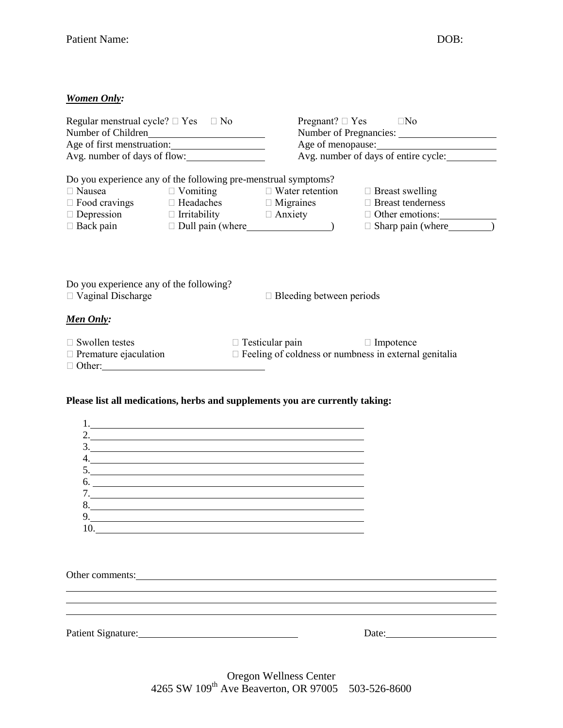Patient Name: DOB:

***Women Only:***

Regular menstrual cycle? □ Yes □ No

Pregnant? □ Yes □No

Number of Children\_\_\_\_\_\_\_\_\_\_\_\_\_\_\_\_\_\_\_\_

Number of Pregnancies: \_\_\_\_\_\_\_\_\_\_\_\_\_\_\_\_\_\_\_\_

Age of first menstruation:\_\_\_\_\_\_\_\_\_\_\_\_\_\_\_\_\_\_\_\_

Age of menopause:\_\_\_\_\_\_\_\_\_\_\_\_\_\_\_\_\_\_\_\_

Avg. number of days of flow:\_\_\_\_\_\_\_\_\_\_\_\_\_\_\_\_\_\_\_\_

Avg. number of days of entire cycle:\_\_\_\_\_\_\_\_\_\_

Do you experience any of the following pre-menstrual symptoms?

| | | | |
|---|---|---|---|
| □ Nausea | □ Vomiting | □ Water retention | □ Breast swelling |
| □ Food cravings | □ Headaches | □ Migraines | □ Breast tenderness |
| □ Depression | □ Irritability | □ Anxiety | □ Other emotions:\_\_\_\_\_\_\_\_\_\_ |
| □ Back pain | □ Dull pain (where\_\_\_\_\_\_\_\_\_\_\_\_\_\_\_\_) | | □ Sharp pain (where\_\_\_\_\_\_\_\_) |

Do you experience any of the following?

□ Vaginal Discharge □ Bleeding between periods

***Men Only:***

| | | |
|---|---|---|
| □ Swollen testes | □ Testicular pain | □ Impotence |
| □ Premature ejaculation | □ Feeling of coldness or numbness in external genitalia | |
| □ Other:\_\_\_\_\_\_\_\_\_\_\_\_\_\_\_\_\_\_\_\_\_\_\_\_\_\_\_\_\_\_ | | |

**Please list all medications, herbs and supplements you are currently taking:**

1. \_\_\_\_\_\_\_\_\_\_\_\_\_\_\_\_\_\_\_\_\_\_\_\_\_\_\_\_\_\_\_\_\_\_\_\_\_\_\_\_\_\_\_\_\_\_\_\_
2. \_\_\_\_\_\_\_\_\_\_\_\_\_\_\_\_\_\_\_\_\_\_\_\_\_\_\_\_\_\_\_\_\_\_\_\_\_\_\_\_\_\_\_\_\_\_\_\_
3. \_\_\_\_\_\_\_\_\_\_\_\_\_\_\_\_\_\_\_\_\_\_\_\_\_\_\_\_\_\_\_\_\_\_\_\_\_\_\_\_\_\_\_\_\_\_\_\_
4. \_\_\_\_\_\_\_\_\_\_\_\_\_\_\_\_\_\_\_\_\_\_\_\_\_\_\_\_\_\_\_\_\_\_\_\_\_\_\_\_\_\_\_\_\_\_\_\_
5. \_\_\_\_\_\_\_\_\_\_\_\_\_\_\_\_\_\_\_\_\_\_\_\_\_\_\_\_\_\_\_\_\_\_\_\_\_\_\_\_\_\_\_\_\_\_\_\_
6. \_\_\_\_\_\_\_\_\_\_\_\_\_\_\_\_\_\_\_\_\_\_\_\_\_\_\_\_\_\_\_\_\_\_\_\_\_\_\_\_\_\_\_\_\_\_\_\_
7. \_\_\_\_\_\_\_\_\_\_\_\_\_\_\_\_\_\_\_\_\_\_\_\_\_\_\_\_\_\_\_\_\_\_\_\_\_\_\_\_\_\_\_\_\_\_\_\_
8. \_\_\_\_\_\_\_\_\_\_\_\_\_\_\_\_\_\_\_\_\_\_\_\_\_\_\_\_\_\_\_\_\_\_\_\_\_\_\_\_\_\_\_\_\_\_\_\_
9. \_\_\_\_\_\_\_\_\_\_\_\_\_\_\_\_\_\_\_\_\_\_\_\_\_\_\_\_\_\_\_\_\_\_\_\_\_\_\_\_\_\_\_\_\_\_\_\_
10. \_\_\_\_\_\_\_\_\_\_\_\_\_\_\_\_\_\_\_\_\_\_\_\_\_\_\_\_\_\_\_\_\_\_\_\_\_\_\_\_\_\_\_\_\_\_\_\_

Other comments:\_\_\_\_\_\_\_\_\_\_\_\_\_\_\_\_\_\_\_\_\_\_\_\_\_\_\_\_\_\_\_\_\_\_\_\_\_\_\_\_\_\_\_\_\_\_\_\_\_\_\_\_\_\_\_\_\_\_\_\_

\_\_\_\_\_\_\_\_\_\_\_\_\_\_\_\_\_\_\_\_\_\_\_\_\_\_\_\_\_\_\_\_\_\_\_\_\_\_\_\_\_\_\_\_\_\_\_\_\_\_\_\_\_\_\_\_\_\_\_\_\_\_\_\_\_\_\_\_\_\_\_\_\_\_

\_\_\_\_\_\_\_\_\_\_\_\_\_\_\_\_\_\_\_\_\_\_\_\_\_\_\_\_\_\_\_\_\_\_\_\_\_\_\_\_\_\_\_\_\_\_\_\_\_\_\_\_\_\_\_\_\_\_\_\_\_\_\_\_\_\_\_\_\_\_\_\_\_\_

\_\_\_\_\_\_\_\_\_\_\_\_\_\_\_\_\_\_\_\_\_\_\_\_\_\_\_\_\_\_\_\_\_\_\_\_\_\_\_\_\_\_\_\_\_\_\_\_\_\_\_\_\_\_\_\_\_\_\_\_\_\_\_\_\_\_\_\_\_\_\_\_\_\_

Patient Signature:\_\_\_\_\_\_\_\_\_\_\_\_\_\_\_\_\_\_\_\_\_\_\_\_\_\_\_\_\_\_\_\_ Date:\_\_\_\_\_\_\_\_\_\_\_\_\_\_\_\_\_\_\_\_\_\_

Oregon Wellness Center
4265 SW 109th Ave Beaverton, OR 97005 503-526-8600